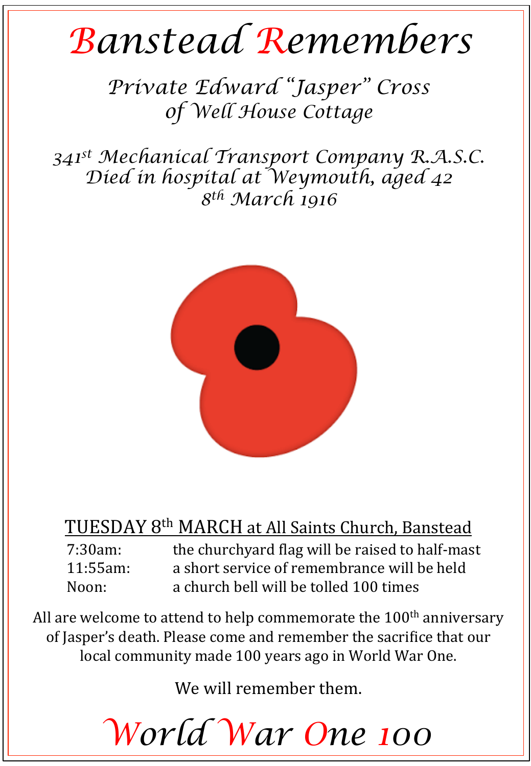# Banstead Remembers

## *Private Edward "Jasper" Cross*
## *of Well House Cottage*

*341st Mechanical Transport Company R.A.S.C.*
*Died in hospital at Weymouth, aged 42*
*8th March 1916*

<u>TUESDAY 8th MARCH at All Saints Church, Banstead</u>

| | |
|---|---|
| 7:30am: | the churchyard flag will be raised to half-mast |
| 11:55am: | a short service of remembrance will be held |
| Noon: | a church bell will be tolled 100 times |

All are welcome to attend to help commemorate the 100th anniversary of Jasper's death. Please come and remember the sacrifice that our local community made 100 years ago in World War One.

We will remember them.

# World War One 100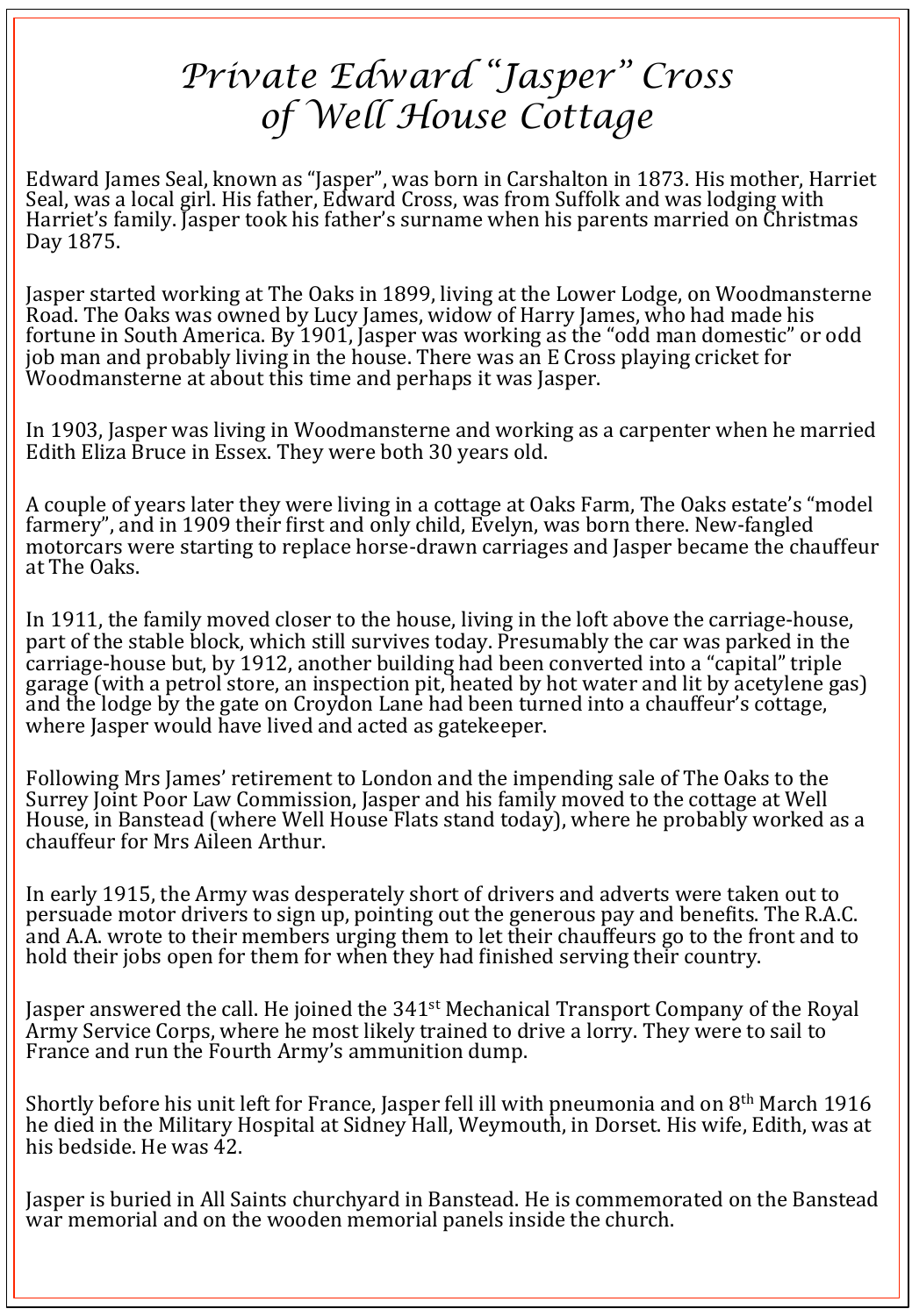# *Private Edward "Jasper" Cross of Well House Cottage*

Edward James Seal, known as "Jasper", was born in Carshalton in 1873. His mother, Harriet Seal, was a local girl. His father, Edward Cross, was from Suffolk and was lodging with Harriet's family. Jasper took his father's surname when his parents married on Christmas Day 1875.

Jasper started working at The Oaks in 1899, living at the Lower Lodge, on Woodmansterne Road. The Oaks was owned by Lucy James, widow of Harry James, who had made his fortune in South America. By 1901, Jasper was working as the "odd man domestic" or odd job man and probably living in the house. There was an E Cross playing cricket for Woodmansterne at about this time and perhaps it was Jasper.

In 1903, Jasper was living in Woodmansterne and working as a carpenter when he married Edith Eliza Bruce in Essex. They were both 30 years old.

A couple of years later they were living in a cottage at Oaks Farm, The Oaks estate's "model farmery", and in 1909 their first and only child, Evelyn, was born there. New-fangled motorcars were starting to replace horse-drawn carriages and Jasper became the chauffeur at The Oaks.

In 1911, the family moved closer to the house, living in the loft above the carriage-house, part of the stable block, which still survives today. Presumably the car was parked in the carriage-house but, by 1912, another building had been converted into a "capital" triple garage (with a petrol store, an inspection pit, heated by hot water and lit by acetylene gas) and the lodge by the gate on Croydon Lane had been turned into a chauffeur's cottage, where Jasper would have lived and acted as gatekeeper.

Following Mrs James' retirement to London and the impending sale of The Oaks to the Surrey Joint Poor Law Commission, Jasper and his family moved to the cottage at Well House, in Banstead (where Well House Flats stand today), where he probably worked as a chauffeur for Mrs Aileen Arthur.

In early 1915, the Army was desperately short of drivers and adverts were taken out to persuade motor drivers to sign up, pointing out the generous pay and benefits. The R.A.C. and A.A. wrote to their members urging them to let their chauffeurs go to the front and to hold their jobs open for them for when they had finished serving their country.

Jasper answered the call. He joined the 341st Mechanical Transport Company of the Royal Army Service Corps, where he most likely trained to drive a lorry. They were to sail to France and run the Fourth Army's ammunition dump.

Shortly before his unit left for France, Jasper fell ill with pneumonia and on 8th March 1916 he died in the Military Hospital at Sidney Hall, Weymouth, in Dorset. His wife, Edith, was at his bedside. He was 42.

Jasper is buried in All Saints churchyard in Banstead. He is commemorated on the Banstead war memorial and on the wooden memorial panels inside the church.